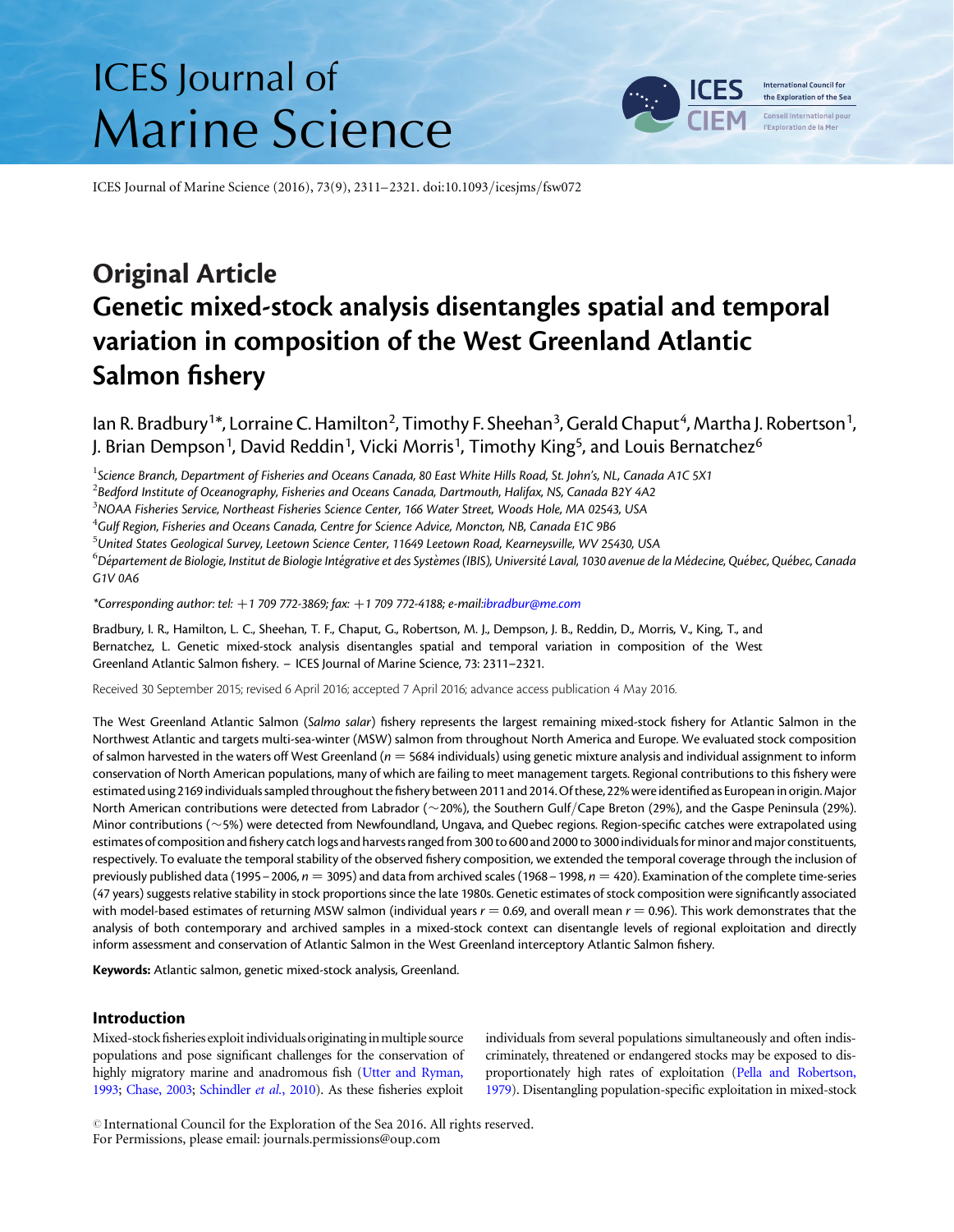# Original Article

# Genetic mixed-stock analysis disentangles spatial and temporal variation in composition of the West Greenland Atlantic Salmon fishery

Ian R. Bradbury[1]*, Lorraine C. Hamilton[2], Timothy F. Sheehan[3], Gerald Chaput[4], Martha J. Robertson[1], J. Brian Dempson[1], David Reddin[1], Vicki Morris[1], Timothy King[5], and Louis Bernatchez[6]

[1]*Science Branch, Department of Fisheries and Oceans Canada, 80 East White Hills Road, St. John's, NL, Canada A1C 5X1*
[2]*Bedford Institute of Oceanography, Fisheries and Oceans Canada, Dartmouth, Halifax, NS, Canada B2Y 4A2*
[3]*NOAA Fisheries Service, Northeast Fisheries Science Center, 166 Water Street, Woods Hole, MA 02543, USA*
[4]*Gulf Region, Fisheries and Oceans Canada, Centre for Science Advice, Moncton, NB, Canada E1C 9B6*
[5]*United States Geological Survey, Leetown Science Center, 11649 Leetown Road, Kearneysville, WV 25430, USA*
[6]*Département de Biologie, Institut de Biologie Intégrative et des Systèmes (IBIS), Université Laval, 1030 avenue de la Médecine, Québec, Québec, Canada G1V 0A6*

*\*Corresponding author: tel: +1 709 772-3869; fax: +1 709 772-4188; e-mail:ibradbur@me.com*

Bradbury, I. R., Hamilton, L. C., Sheehan, T. F., Chaput, G., Robertson, M. J., Dempson, J. B., Reddin, D., Morris, V., King, T., and Bernatchez, L. Genetic mixed-stock analysis disentangles spatial and temporal variation in composition of the West Greenland Atlantic Salmon fishery. – ICES Journal of Marine Science, 73: 2311–2321.

Received 30 September 2015; revised 6 April 2016; accepted 7 April 2016; advance access publication 4 May 2016.

The West Greenland Atlantic Salmon (*Salmo salar*) fishery represents the largest remaining mixed-stock fishery for Atlantic Salmon in the Northwest Atlantic and targets multi-sea-winter (MSW) salmon from throughout North America and Europe. We evaluated stock composition of salmon harvested in the waters off West Greenland ($n = 5684$ individuals) using genetic mixture analysis and individual assignment to inform conservation of North American populations, many of which are failing to meet management targets. Regional contributions to this fishery were estimated using 2169 individuals sampled throughout the fishery between 2011 and 2014. Of these, 22% were identified as European in origin. Major North American contributions were detected from Labrador (~20%), the Southern Gulf/Cape Breton (29%), and the Gaspe Peninsula (29%). Minor contributions (~5%) were detected from Newfoundland, Ungava, and Quebec regions. Region-specific catches were extrapolated using estimates of composition and fishery catch logs and harvests ranged from 300 to 600 and 2000 to 3000 individuals for minor and major constituents, respectively. To evaluate the temporal stability of the observed fishery composition, we extended the temporal coverage through the inclusion of previously published data (1995–2006, $n = 3095$) and data from archived scales (1968–1998, $n = 420$). Examination of the complete time-series (47 years) suggests relative stability in stock proportions since the late 1980s. Genetic estimates of stock composition were significantly associated with model-based estimates of returning MSW salmon (individual years $r = 0.69$, and overall mean $r = 0.96$). This work demonstrates that the analysis of both contemporary and archived samples in a mixed-stock context can disentangle levels of regional exploitation and directly inform assessment and conservation of Atlantic Salmon in the West Greenland interceptory Atlantic Salmon fishery.

**Keywords:** Atlantic salmon, genetic mixed-stock analysis, Greenland.

## Introduction

Mixed-stock fisheries exploit individuals originating in multiple source populations and pose significant challenges for the conservation of highly migratory marine and anadromous fish (Utter and Ryman, 1993; Chase, 2003; Schindler *et al.*, 2010). As these fisheries exploit individuals from several populations simultaneously and often indiscriminately, threatened or endangered stocks may be exposed to disproportionately high rates of exploitation (Pella and Robertson, 1979). Disentangling population-specific exploitation in mixed-stock

© International Council for the Exploration of the Sea 2016. All rights reserved.
For Permissions, please email: journals.permissions@oup.com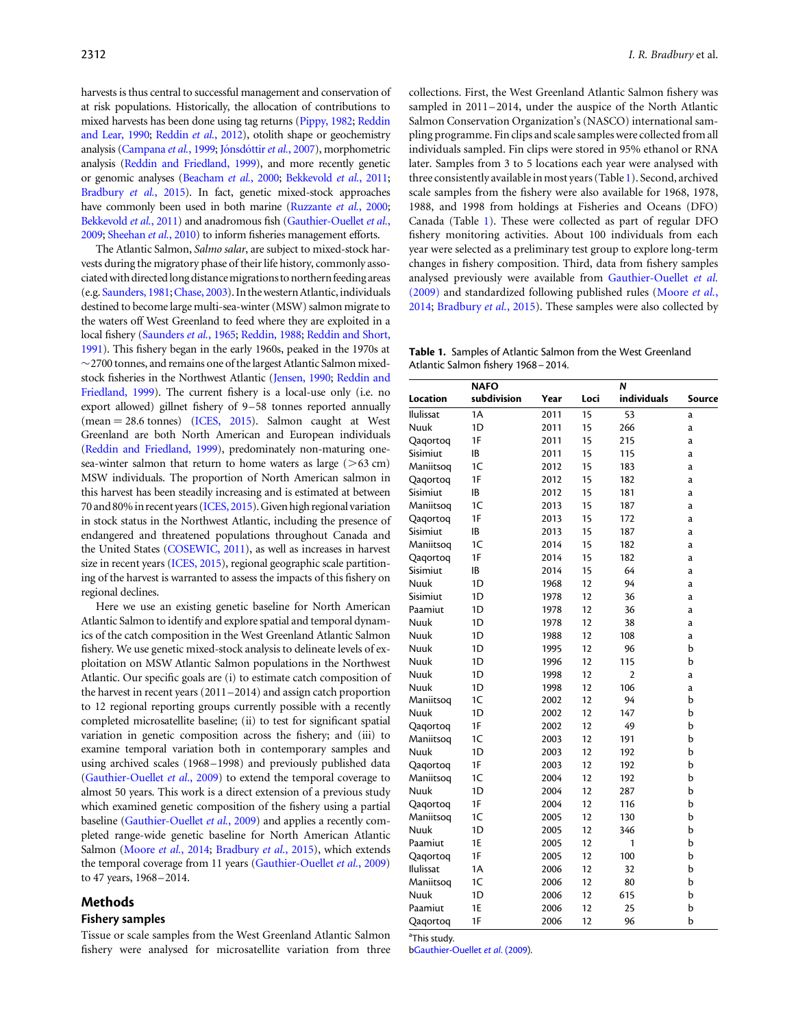harvests is thus central to successful management and conservation of at risk populations. Historically, the allocation of contributions to mixed harvests has been done using tag returns (Pippy, 1982; Reddin and Lear, 1990; Reddin *et al.*, 2012), otolith shape or geochemistry analysis (Campana *et al.*, 1999; Jónsdóttir *et al.*, 2007), morphometric analysis (Reddin and Friedland, 1999), and more recently genetic or genomic analyses (Beacham *et al.*, 2000; Bekkevold *et al.*, 2011; Bradbury *et al.*, 2015). In fact, genetic mixed-stock approaches have commonly been used in both marine (Ruzzante *et al.*, 2000; Bekkevold *et al.*, 2011) and anadromous fish (Gauthier-Ouellet *et al.*, 2009; Sheehan *et al.*, 2010) to inform fisheries management efforts.

The Atlantic Salmon, *Salmo salar*, are subject to mixed-stock harvests during the migratory phase of their life history, commonly associated with directed long distance migrations to northern feeding areas (e.g. Saunders, 1981; Chase, 2003). In the western Atlantic, individuals destined to become large multi-sea-winter (MSW) salmon migrate to the waters off West Greenland to feed where they are exploited in a local fishery (Saunders *et al.*, 1965; Reddin, 1988; Reddin and Short, 1991). This fishery began in the early 1960s, peaked in the 1970s at ~2700 tonnes, and remains one of the largest Atlantic Salmon mixed-stock fisheries in the Northwest Atlantic (Jensen, 1990; Reddin and Friedland, 1999). The current fishery is a local-use only (i.e. no export allowed) gillnet fishery of 9–58 tonnes reported annually (mean = 28.6 tonnes) (ICES, 2015). Salmon caught at West Greenland are both North American and European individuals (Reddin and Friedland, 1999), predominately non-maturing one-sea-winter salmon that return to home waters as large (>63 cm) MSW individuals. The proportion of North American salmon in this harvest has been steadily increasing and is estimated at between 70 and 80% in recent years (ICES, 2015). Given high regional variation in stock status in the Northwest Atlantic, including the presence of endangered and threatened populations throughout Canada and the United States (COSEWIC, 2011), as well as increases in harvest size in recent years (ICES, 2015), regional geographic scale partitioning of the harvest is warranted to assess the impacts of this fishery on regional declines.

Here we use an existing genetic baseline for North American Atlantic Salmon to identify and explore spatial and temporal dynamics of the catch composition in the West Greenland Atlantic Salmon fishery. We use genetic mixed-stock analysis to delineate levels of exploitation on MSW Atlantic Salmon populations in the Northwest Atlantic. Our specific goals are (i) to estimate catch composition of the harvest in recent years (2011–2014) and assign catch proportion to 12 regional reporting groups currently possible with a recently completed microsatellite baseline; (ii) to test for significant spatial variation in genetic composition across the fishery; and (iii) to examine temporal variation both in contemporary samples and using archived scales (1968–1998) and previously published data (Gauthier-Ouellet *et al.*, 2009) to extend the temporal coverage to almost 50 years. This work is a direct extension of a previous study which examined genetic composition of the fishery using a partial baseline (Gauthier-Ouellet *et al.*, 2009) and applies a recently completed range-wide genetic baseline for North American Atlantic Salmon (Moore *et al.*, 2014; Bradbury *et al.*, 2015), which extends the temporal coverage from 11 years (Gauthier-Ouellet *et al.*, 2009) to 47 years, 1968–2014.

## Methods

### Fishery samples

Tissue or scale samples from the West Greenland Atlantic Salmon fishery were analysed for microsatellite variation from three collections. First, the West Greenland Atlantic Salmon fishery was sampled in 2011–2014, under the auspice of the North Atlantic Salmon Conservation Organization's (NASCO) international sampling programme. Fin clips and scale samples were collected from all individuals sampled. Fin clips were stored in 95% ethanol or RNA later. Samples from 3 to 5 locations each year were analysed with three consistently available in most years (Table 1). Second, archived scale samples from the fishery were also available for 1968, 1978, 1988, and 1998 from holdings at Fisheries and Oceans (DFO) Canada (Table 1). These were collected as part of regular DFO fishery monitoring activities. About 100 individuals from each year were selected as a preliminary test group to explore long-term changes in fishery composition. Third, data from fishery samples analysed previously were available from Gauthier-Ouellet *et al.* (2009) and standardized following published rules (Moore *et al.*, 2014; Bradbury *et al.*, 2015). These samples were also collected by

**Table 1.** Samples of Atlantic Salmon from the West Greenland Atlantic Salmon fishery 1968–2014.

| Location | NAFO subdivision | Year | Loci | *N* individuals | Source |
|---|---|---|---|---|---|
| Ilulissat | 1A | 2011 | 15 | 53 | a |
| Nuuk | 1D | 2011 | 15 | 266 | a |
| Qaqortoq | 1F | 2011 | 15 | 215 | a |
| Sisimiut | IB | 2011 | 15 | 115 | a |
| Maniitsoq | 1C | 2012 | 15 | 183 | a |
| Qaqortoq | 1F | 2012 | 15 | 182 | a |
| Sisimiut | IB | 2012 | 15 | 181 | a |
| Maniitsoq | 1C | 2013 | 15 | 187 | a |
| Qaqortoq | 1F | 2013 | 15 | 172 | a |
| Sisimiut | IB | 2013 | 15 | 187 | a |
| Maniitsoq | 1C | 2014 | 15 | 182 | a |
| Qaqortoq | 1F | 2014 | 15 | 182 | a |
| Sisimiut | IB | 2014 | 15 | 64 | a |
| Nuuk | 1D | 1968 | 12 | 94 | a |
| Sisimiut | 1D | 1978 | 12 | 36 | a |
| Paamiut | 1D | 1978 | 12 | 36 | a |
| Nuuk | 1D | 1978 | 12 | 38 | a |
| Nuuk | 1D | 1988 | 12 | 108 | a |
| Nuuk | 1D | 1995 | 12 | 96 | b |
| Nuuk | 1D | 1996 | 12 | 115 | b |
| Nuuk | 1D | 1998 | 12 | 2 | a |
| Nuuk | 1D | 1998 | 12 | 106 | a |
| Maniitsoq | 1C | 2002 | 12 | 94 | b |
| Nuuk | 1D | 2002 | 12 | 147 | b |
| Qaqortoq | 1F | 2002 | 12 | 49 | b |
| Maniitsoq | 1C | 2003 | 12 | 191 | b |
| Nuuk | 1D | 2003 | 12 | 192 | b |
| Qaqortoq | 1F | 2003 | 12 | 192 | b |
| Maniitsoq | 1C | 2004 | 12 | 192 | b |
| Nuuk | 1D | 2004 | 12 | 287 | b |
| Qaqortoq | 1F | 2004 | 12 | 116 | b |
| Maniitsoq | 1C | 2005 | 12 | 130 | b |
| Nuuk | 1D | 2005 | 12 | 346 | b |
| Paamiut | 1E | 2005 | 12 | 1 | b |
| Qaqortoq | 1F | 2005 | 12 | 100 | b |
| Ilulissat | 1A | 2006 | 12 | 32 | b |
| Maniitsoq | 1C | 2006 | 12 | 80 | b |
| Nuuk | 1D | 2006 | 12 | 615 | b |
| Paamiut | 1E | 2006 | 12 | 25 | b |
| Qaqortoq | 1F | 2006 | 12 | 96 | b |

[a]This study.

[b]Gauthier-Ouellet *et al.* (2009).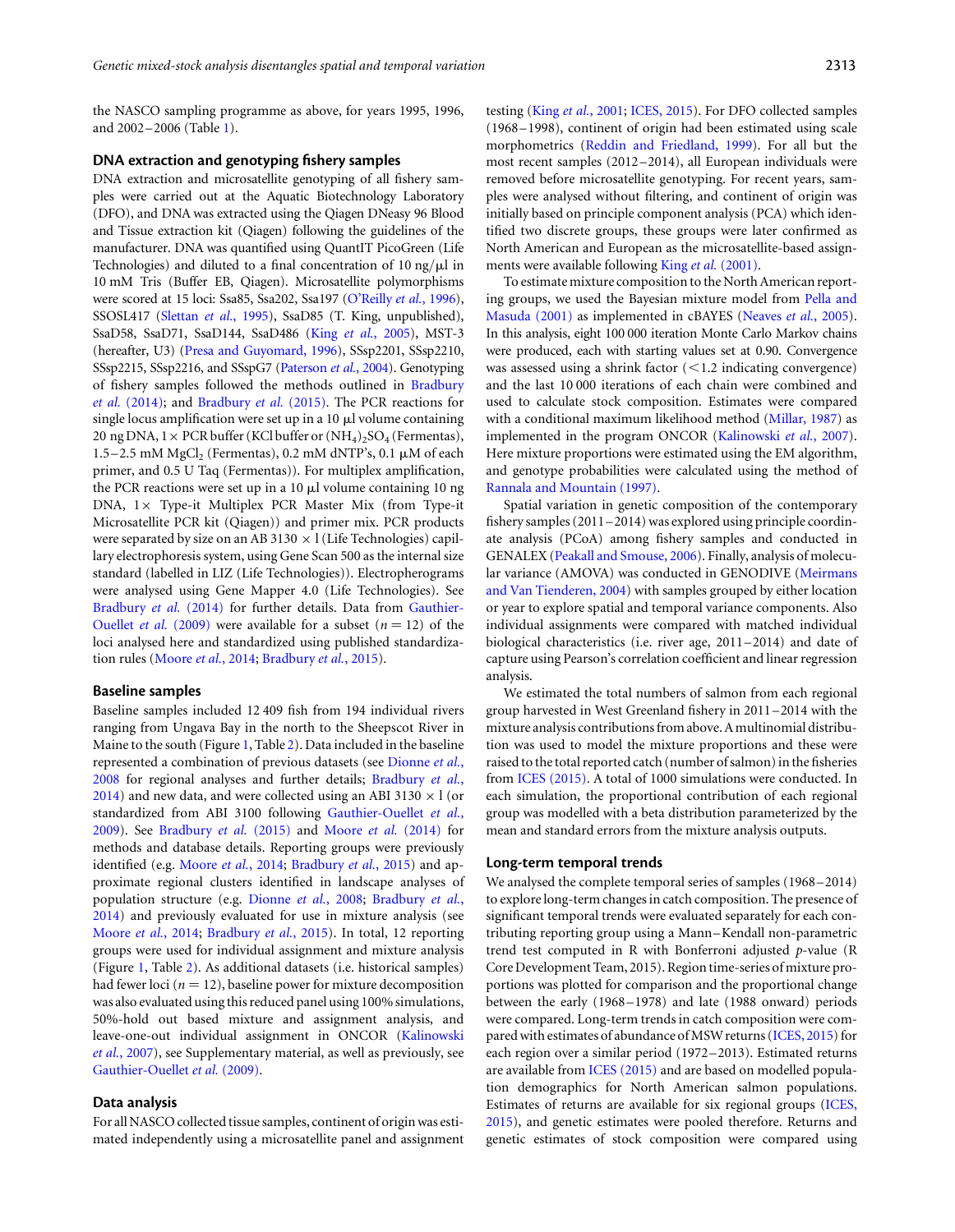the NASCO sampling programme as above, for years 1995, 1996, and 2002–2006 (Table 1).

### DNA extraction and genotyping fishery samples

DNA extraction and microsatellite genotyping of all fishery samples were carried out at the Aquatic Biotechnology Laboratory (DFO), and DNA was extracted using the Qiagen DNeasy 96 Blood and Tissue extraction kit (Qiagen) following the guidelines of the manufacturer. DNA was quantified using QuantIT PicoGreen (Life Technologies) and diluted to a final concentration of 10 ng/μl in 10 mM Tris (Buffer EB, Qiagen). Microsatellite polymorphisms were scored at 15 loci: Ssa85, Ssa202, Ssa197 (O'Reilly *et al.*, 1996), SSOSL417 (Slettan *et al.*, 1995), SsaD85 (T. King, unpublished), SsaD58, SsaD71, SsaD144, SsaD486 (King *et al.*, 2005), MST-3 (hereafter, U3) (Presa and Guyomard, 1996), SSsp2201, SSsp2210, SSsp2215, SSsp2216, and SSspG7 (Paterson *et al.*, 2004). Genotyping of fishery samples followed the methods outlined in Bradbury *et al.* (2014); and Bradbury *et al.* (2015). The PCR reactions for single locus amplification were set up in a 10 μl volume containing 20 ng DNA, 1× PCR buffer (KCl buffer or $(NH_4)_2SO_4$ (Fermentas), 1.5–2.5 mM $MgCl_2$ (Fermentas), 0.2 mM dNTP's, 0.1 μM of each primer, and 0.5 U Taq (Fermentas)). For multiplex amplification, the PCR reactions were set up in a 10 μl volume containing 10 ng DNA, 1× Type-it Multiplex PCR Master Mix (from Type-it Microsatellite PCR kit (Qiagen)) and primer mix. PCR products were separated by size on an AB 3130 × l (Life Technologies) capillary electrophoresis system, using Gene Scan 500 as the internal size standard (labelled in LIZ (Life Technologies)). Electropherograms were analysed using Gene Mapper 4.0 (Life Technologies). See Bradbury *et al.* (2014) for further details. Data from Gauthier-Ouellet *et al.* (2009) were available for a subset ($n = 12$) of the loci analysed here and standardized using published standardization rules (Moore *et al.*, 2014; Bradbury *et al.*, 2015).

### Baseline samples

Baseline samples included 12 409 fish from 194 individual rivers ranging from Ungava Bay in the north to the Sheepscot River in Maine to the south (Figure 1, Table 2). Data included in the baseline represented a combination of previous datasets (see Dionne *et al.*, 2008 for regional analyses and further details; Bradbury *et al.*, 2014) and new data, and were collected using an ABI 3130 × l (or standardized from ABI 3100 following Gauthier-Ouellet *et al.*, 2009). See Bradbury *et al.* (2015) and Moore *et al.* (2014) for methods and database details. Reporting groups were previously identified (e.g. Moore *et al.*, 2014; Bradbury *et al.*, 2015) and approximate regional clusters identified in landscape analyses of population structure (e.g. Dionne *et al.*, 2008; Bradbury *et al.*, 2014) and previously evaluated for use in mixture analysis (see Moore *et al.*, 2014; Bradbury *et al.*, 2015). In total, 12 reporting groups were used for individual assignment and mixture analysis (Figure 1, Table 2). As additional datasets (i.e. historical samples) had fewer loci ($n = 12$), baseline power for mixture decomposition was also evaluated using this reduced panel using 100% simulations, 50%-hold out based mixture and assignment analysis, and leave-one-out individual assignment in ONCOR (Kalinowski *et al.*, 2007), see Supplementary material, as well as previously, see Gauthier-Ouellet *et al.* (2009).

### Data analysis

For all NASCO collected tissue samples, continent of origin was estimated independently using a microsatellite panel and assignment testing (King *et al.*, 2001; ICES, 2015). For DFO collected samples (1968–1998), continent of origin had been estimated using scale morphometrics (Reddin and Friedland, 1999). For all but the most recent samples (2012–2014), all European individuals were removed before microsatellite genotyping. For recent years, samples were analysed without filtering, and continent of origin was initially based on principle component analysis (PCA) which identified two discrete groups, these groups were later confirmed as North American and European as the microsatellite-based assignments were available following King *et al.* (2001).

To estimate mixture composition to the North American reporting groups, we used the Bayesian mixture model from Pella and Masuda (2001) as implemented in cBAYES (Neaves *et al.*, 2005). In this analysis, eight 100 000 iteration Monte Carlo Markov chains were produced, each with starting values set at 0.90. Convergence was assessed using a shrink factor (<1.2 indicating convergence) and the last 10 000 iterations of each chain were combined and used to calculate stock composition. Estimates were compared with a conditional maximum likelihood method (Millar, 1987) as implemented in the program ONCOR (Kalinowski *et al.*, 2007). Here mixture proportions were estimated using the EM algorithm, and genotype probabilities were calculated using the method of Rannala and Mountain (1997).

Spatial variation in genetic composition of the contemporary fishery samples (2011–2014) was explored using principle coordinate analysis (PCoA) among fishery samples and conducted in GENALEX (Peakall and Smouse, 2006). Finally, analysis of molecular variance (AMOVA) was conducted in GENODIVE (Meirmans and Van Tienderen, 2004) with samples grouped by either location or year to explore spatial and temporal variance components. Also individual assignments were compared with matched individual biological characteristics (i.e. river age, 2011–2014) and date of capture using Pearson's correlation coefficient and linear regression analysis.

We estimated the total numbers of salmon from each regional group harvested in West Greenland fishery in 2011–2014 with the mixture analysis contributions from above. A multinomial distribution was used to model the mixture proportions and these were raised to the total reported catch (number of salmon) in the fisheries from ICES (2015). A total of 1000 simulations were conducted. In each simulation, the proportional contribution of each regional group was modelled with a beta distribution parameterized by the mean and standard errors from the mixture analysis outputs.

### Long-term temporal trends

We analysed the complete temporal series of samples (1968–2014) to explore long-term changes in catch composition. The presence of significant temporal trends were evaluated separately for each contributing reporting group using a Mann–Kendall non-parametric trend test computed in R with Bonferroni adjusted *p*-value (R Core Development Team, 2015). Region time-series of mixture proportions was plotted for comparison and the proportional change between the early (1968–1978) and late (1988 onward) periods were compared. Long-term trends in catch composition were compared with estimates of abundance of MSW returns (ICES, 2015) for each region over a similar period (1972–2013). Estimated returns are available from ICES (2015) and are based on modelled population demographics for North American salmon populations. Estimates of returns are available for six regional groups (ICES, 2015), and genetic estimates were pooled therefore. Returns and genetic estimates of stock composition were compared using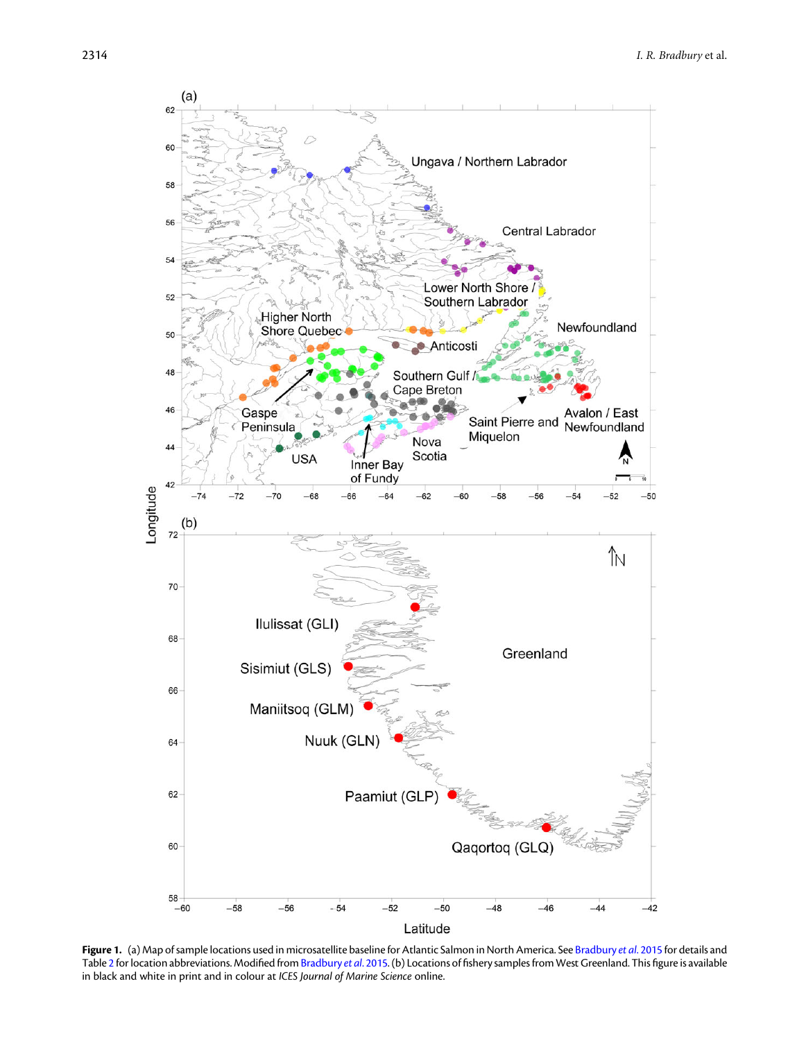**Figure 1.** (a) Map of sample locations used in microsatellite baseline for Atlantic Salmon in North America. See Bradbury *et al.* 2015 for details and Table 2 for location abbreviations. Modified from Bradbury *et al.* 2015. (b) Locations of fishery samples from West Greenland. This figure is available in black and white in print and in colour at *ICES Journal of Marine Science* online.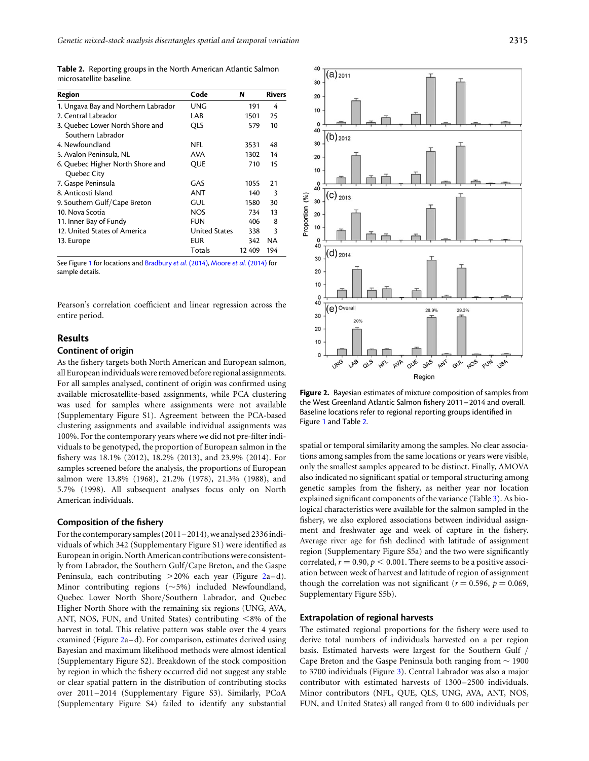**Table 2.** Reporting groups in the North American Atlantic Salmon microsatellite baseline.

| Region | Code | N | Rivers |
|---|---|---|---|
| 1. Ungava Bay and Northern Labrador | UNG | 191 | 4 |
| 2. Central Labrador | LAB | 1501 | 25 |
| 3. Quebec Lower North Shore and Southern Labrador | QLS | 579 | 10 |
| 4. Newfoundland | NFL | 3531 | 48 |
| 5. Avalon Peninsula, NL | AVA | 1302 | 14 |
| 6. Quebec Higher North Shore and Quebec City | QUE | 710 | 15 |
| 7. Gaspe Peninsula | GAS | 1055 | 21 |
| 8. Anticosti Island | ANT | 140 | 3 |
| 9. Southern Gulf/Cape Breton | GUL | 1580 | 30 |
| 10. Nova Scotia | NOS | 734 | 13 |
| 11. Inner Bay of Fundy | FUN | 406 | 8 |
| 12. United States of America | United States | 338 | 3 |
| 13. Europe | EUR | 342 | NA |
| | Totals | 12 409 | 194 |

See Figure 1 for locations and Bradbury *et al.* (2014), Moore *et al.* (2014) for sample details.

Pearson's correlation coefficient and linear regression across the entire period.

## Results

### Continent of origin

As the fishery targets both North American and European salmon, all European individuals were removed before regional assignments. For all samples analysed, continent of origin was confirmed using available microsatellite-based assignments, while PCA clustering was used for samples where assignments were not available (Supplementary Figure S1). Agreement between the PCA-based clustering assignments and available individual assignments was 100%. For the contemporary years where we did not pre-filter individuals to be genotyped, the proportion of European salmon in the fishery was 18.1% (2012), 18.2% (2013), and 23.9% (2014). For samples screened before the analysis, the proportions of European salmon were 13.8% (1968), 21.2% (1978), 21.3% (1988), and 5.7% (1998). All subsequent analyses focus only on North American individuals.

### Composition of the fishery

For the contemporary samples (2011–2014), we analysed 2336 individuals of which 342 (Supplementary Figure S1) were identified as European in origin. North American contributions were consistently from Labrador, the Southern Gulf/Cape Breton, and the Gaspe Peninsula, each contributing >20% each year (Figure 2a–d). Minor contributing regions (~5%) included Newfoundland, Quebec Lower North Shore/Southern Labrador, and Quebec Higher North Shore with the remaining six regions (UNG, AVA, ANT, NOS, FUN, and United States) contributing <8% of the harvest in total. This relative pattern was stable over the 4 years examined (Figure 2a–d). For comparison, estimates derived using Bayesian and maximum likelihood methods were almost identical (Supplementary Figure S2). Breakdown of the stock composition by region in which the fishery occurred did not suggest any stable or clear spatial pattern in the distribution of contributing stocks over 2011–2014 (Supplementary Figure S3). Similarly, PCoA (Supplementary Figure S4) failed to identify any substantial spatial or temporal similarity among the samples. No clear associations among samples from the same locations or years were visible, only the smallest samples appeared to be distinct. Finally, AMOVA also indicated no significant spatial or temporal structuring among genetic samples from the fishery, as neither year nor location explained significant components of the variance (Table 3). As biological characteristics were available for the salmon sampled in the fishery, we also explored associations between individual assignment and freshwater age and week of capture in the fishery. Average river age for fish declined with latitude of assignment region (Supplementary Figure S5a) and the two were significantly correlated, $r = 0.90$, $p < 0.001$. There seems to be a positive association between week of harvest and latitude of region of assignment though the correlation was not significant ($r = 0.596$, $p = 0.069$, Supplementary Figure S5b).

**Figure 2.** Bayesian estimates of mixture composition of samples from the West Greenland Atlantic Salmon fishery 2011–2014 and overall. Baseline locations refer to regional reporting groups identified in Figure 1 and Table 2.

### Extrapolation of regional harvests

The estimated regional proportions for the fishery were used to derive total numbers of individuals harvested on a per region basis. Estimated harvests were largest for the Southern Gulf / Cape Breton and the Gaspe Peninsula both ranging from ~ 1900 to 3700 individuals (Figure 3). Central Labrador was also a major contributor with estimated harvests of 1300–2500 individuals. Minor contributors (NFL, QUE, QLS, UNG, AVA, ANT, NOS, FUN, and United States) all ranged from 0 to 600 individuals per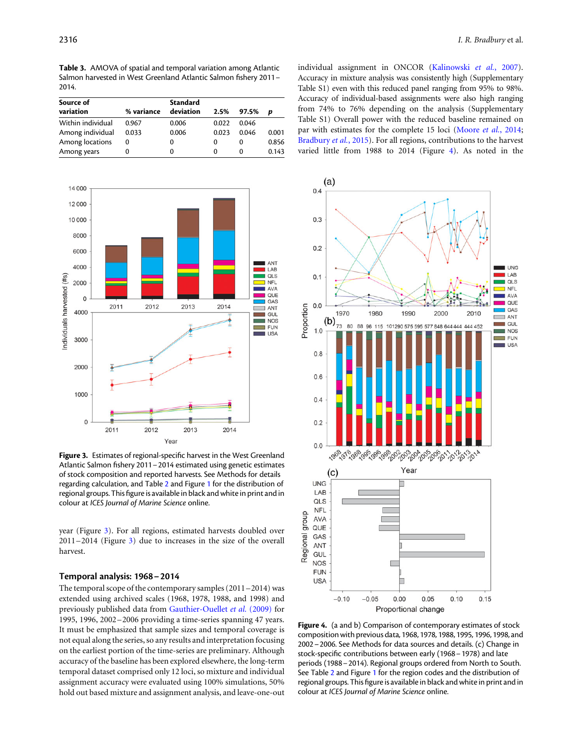**Table 3.** AMOVA of spatial and temporal variation among Atlantic Salmon harvested in West Greenland Atlantic Salmon fishery 2011–2014.

| Source of variation | % variance | Standard deviation | 2.5% | 97.5% | p |
|---|---|---|---|---|---|
| Within individual | 0.967 | 0.006 | 0.022 | 0.046 | |
| Among individual | 0.033 | 0.006 | 0.023 | 0.046 | 0.001 |
| Among locations | 0 | 0 | 0 | 0 | 0.856 |
| Among years | 0 | 0 | 0 | 0 | 0.143 |

**Figure 3.** Estimates of regional-specific harvest in the West Greenland Atlantic Salmon fishery 2011–2014 estimated using genetic estimates of stock composition and reported harvests. See Methods for details regarding calculation, and Table 2 and Figure 1 for the distribution of regional groups. This figure is available in black and white in print and in colour at *ICES Journal of Marine Science* online.

year (Figure 3). For all regions, estimated harvests doubled over 2011–2014 (Figure 3) due to increases in the size of the overall harvest.

### Temporal analysis: 1968–2014

The temporal scope of the contemporary samples (2011–2014) was extended using archived scales (1968, 1978, 1988, and 1998) and previously published data from Gauthier-Ouellet *et al.* (2009) for 1995, 1996, 2002–2006 providing a time-series spanning 47 years. It must be emphasized that sample sizes and temporal coverage is not equal along the series, so any results and interpretation focusing on the earliest portion of the time-series are preliminary. Although accuracy of the baseline has been explored elsewhere, the long-term temporal dataset comprised only 12 loci, so mixture and individual assignment accuracy were evaluated using 100% simulations, 50% hold out based mixture and assignment analysis, and leave-one-out individual assignment in ONCOR (Kalinowski *et al.*, 2007). Accuracy in mixture analysis was consistently high (Supplementary Table S1) even with this reduced panel ranging from 95% to 98%. Accuracy of individual-based assignments were also high ranging from 74% to 76% depending on the analysis (Supplementary Table S1) Overall power with the reduced baseline remained on par with estimates for the complete 15 loci (Moore *et al.*, 2014; Bradbury *et al.*, 2015). For all regions, contributions to the harvest varied little from 1988 to 2014 (Figure 4). As noted in the

**Figure 4.** (a and b) Comparison of contemporary estimates of stock composition with previous data, 1968, 1978, 1988, 1995, 1996, 1998, and 2002–2006. See Methods for data sources and details. (c) Change in stock-specific contributions between early (1968–1978) and late periods (1988–2014). Regional groups ordered from North to South. See Table 2 and Figure 1 for the distribution of regional groups. This figure is available in black and white in print and in colour at *ICES Journal of Marine Science* online.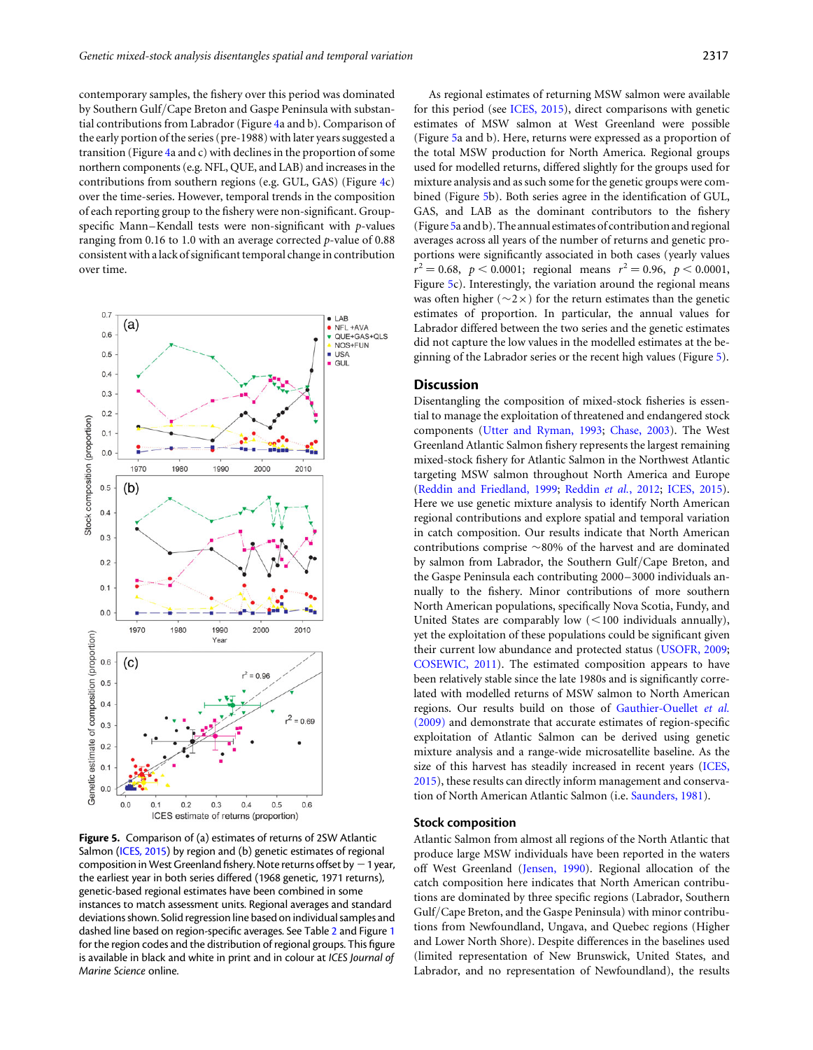contemporary samples, the fishery over this period was dominated by Southern Gulf/Cape Breton and Gaspe Peninsula with substantial contributions from Labrador (Figure 4a and b). Comparison of the early portion of the series (pre-1988) with later years suggested a transition (Figure 4a and c) with declines in the proportion of some northern components (e.g. NFL, QUE, and LAB) and increases in the contributions from southern regions (e.g. GUL, GAS) (Figure 4c) over the time-series. However, temporal trends in the composition of each reporting group to the fishery were non-significant. Group-specific Mann–Kendall tests were non-significant with $p$-values ranging from 0.16 to 1.0 with an average corrected $p$-value of 0.88 consistent with a lack of significant temporal change in contribution over time.

**Figure 5.** Comparison of (a) estimates of returns of 2SW Atlantic Salmon (ICES, 2015) by region and (b) genetic estimates of regional composition in West Greenland fishery. Note returns offset by −1 year, the earliest year in both series differed (1968 genetic, 1971 returns), genetic-based regional estimates have been combined in some instances to match assessment units. Regional averages and standard deviations shown. Solid regression line based on individual samples and dashed line based on region-specific averages. See Table 2 and Figure 1 for the region codes and the distribution of regional groups. This figure is available in black and white in print and in colour at *ICES Journal of Marine Science* online.

As regional estimates of returning MSW salmon were available for this period (see ICES, 2015), direct comparisons with genetic estimates of MSW salmon at West Greenland were possible (Figure 5a and b). Here, returns were expressed as a proportion of the total MSW production for North America. Regional groups used for modelled returns, differed slightly for the groups used for mixture analysis and as such some for the genetic groups were combined (Figure 5b). Both series agree in the identification of GUL, GAS, and LAB as the dominant contributors to the fishery (Figure 5a and b). The annual estimates of contribution and regional averages across all years of the number of returns and genetic proportions were significantly associated in both cases (yearly values $r^2 = 0.68$, $p < 0.0001$; regional means $r^2 = 0.96$, $p < 0.0001$, Figure 5c). Interestingly, the variation around the regional means was often higher (∼2×) for the return estimates than the genetic estimates of proportion. In particular, the annual values for Labrador differed between the two series and the genetic estimates did not capture the low values in the modelled estimates at the beginning of the Labrador series or the recent high values (Figure 5).

## Discussion

Disentangling the composition of mixed-stock fisheries is essential to manage the exploitation of threatened and endangered stock components (Utter and Ryman, 1993; Chase, 2003). The West Greenland Atlantic Salmon fishery represents the largest remaining mixed-stock fishery for Atlantic Salmon in the Northwest Atlantic targeting MSW salmon throughout North America and Europe (Reddin and Friedland, 1999; Reddin *et al.*, 2012; ICES, 2015). Here we use genetic mixture analysis to identify North American regional contributions and explore spatial and temporal variation in catch composition. Our results indicate that North American contributions comprise ∼80% of the harvest and are dominated by salmon from Labrador, the Southern Gulf/Cape Breton, and the Gaspe Peninsula each contributing 2000–3000 individuals annually to the fishery. Minor contributions of more southern North American populations, specifically Nova Scotia, Fundy, and United States are comparably low (<100 individuals annually), yet the exploitation of these populations could be significant given their current low abundance and protected status (USOFR, 2009; COSEWIC, 2011). The estimated composition appears to have been relatively stable since the late 1980s and is significantly correlated with modelled returns of MSW salmon to North American regions. Our results build on those of Gauthier-Ouellet *et al.* (2009) and demonstrate that accurate estimates of region-specific exploitation of Atlantic Salmon can be derived using genetic mixture analysis and a range-wide microsatellite baseline. As the size of this harvest has steadily increased in recent years (ICES, 2015), these results can directly inform management and conservation of North American Atlantic Salmon (i.e. Saunders, 1981).

### Stock composition

Atlantic Salmon from almost all regions of the North Atlantic that produce large MSW individuals have been reported in the waters off West Greenland (Jensen, 1990). Regional allocation of the catch composition here indicates that North American contributions are dominated by three specific regions (Labrador, Southern Gulf/Cape Breton, and the Gaspe Peninsula) with minor contributions from Newfoundland, Ungava, and Quebec regions (Higher and Lower North Shore). Despite differences in the baselines used (limited representation of New Brunswick, United States, and Labrador, and no representation of Newfoundland), the results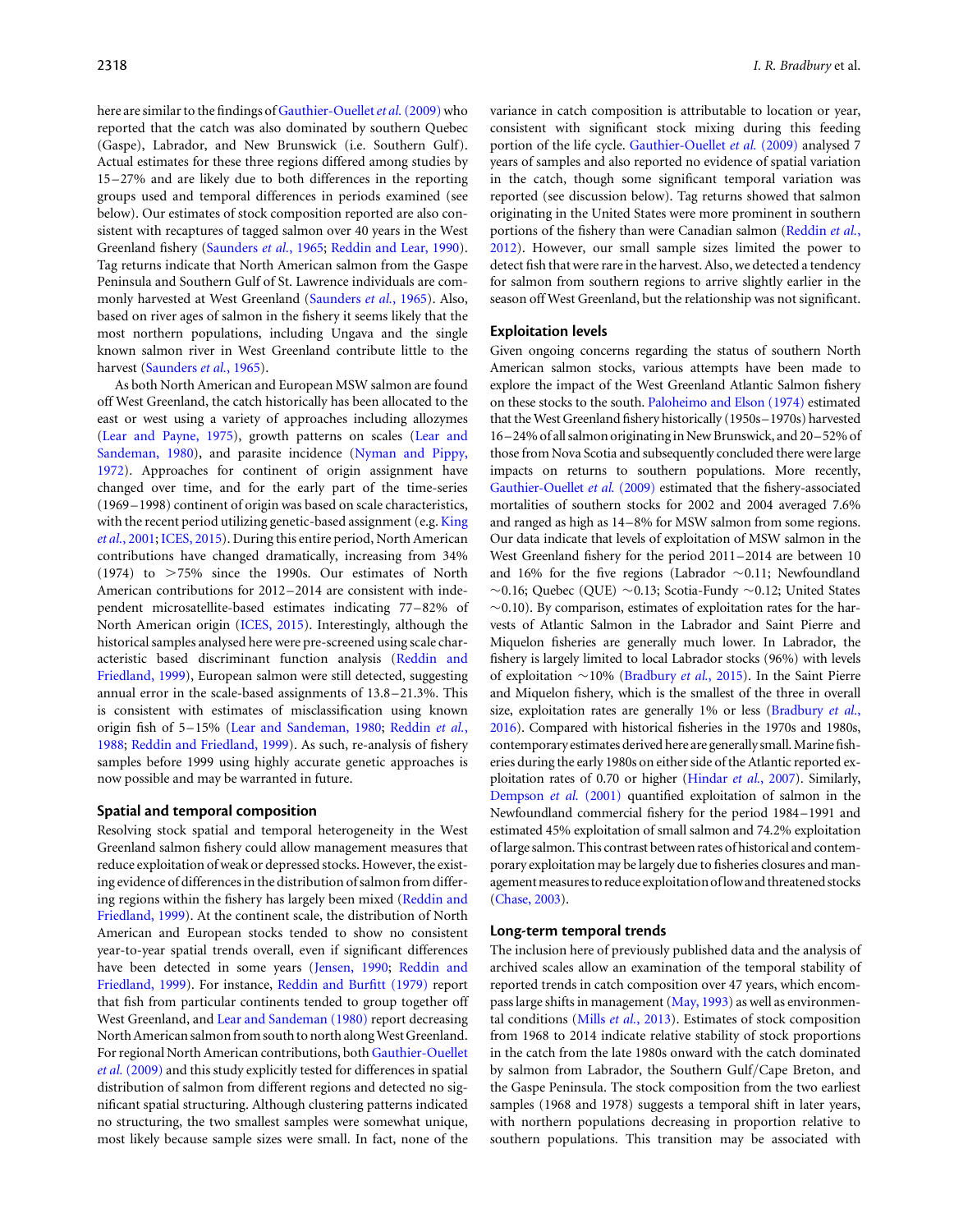here are similar to the findings of Gauthier-Ouellet *et al.* (2009) who reported that the catch was also dominated by southern Quebec (Gaspe), Labrador, and New Brunswick (i.e. Southern Gulf). Actual estimates for these three regions differed among studies by 15–27% and are likely due to both differences in the reporting groups used and temporal differences in periods examined (see below). Our estimates of stock composition reported are also consistent with recaptures of tagged salmon over 40 years in the West Greenland fishery (Saunders *et al.*, 1965; Reddin and Lear, 1990). Tag returns indicate that North American salmon from the Gaspe Peninsula and Southern Gulf of St. Lawrence individuals are commonly harvested at West Greenland (Saunders *et al.*, 1965). Also, based on river ages of salmon in the fishery it seems likely that the most northern populations, including Ungava and the single known salmon river in West Greenland contribute little to the harvest (Saunders *et al.*, 1965).

As both North American and European MSW salmon are found off West Greenland, the catch historically has been allocated to the east or west using a variety of approaches including allozymes (Lear and Payne, 1975), growth patterns on scales (Lear and Sandeman, 1980), and parasite incidence (Nyman and Pippy, 1972). Approaches for continent of origin assignment have changed over time, and for the early part of the time-series (1969–1998) continent of origin was based on scale characteristics, with the recent period utilizing genetic-based assignment (e.g. King *et al.*, 2001; ICES, 2015). During this entire period, North American contributions have changed dramatically, increasing from 34% (1974) to >75% since the 1990s. Our estimates of North American contributions for 2012–2014 are consistent with independent microsatellite-based estimates indicating 77–82% of North American origin (ICES, 2015). Interestingly, although the historical samples analysed here were pre-screened using scale characteristic based discriminant function analysis (Reddin and Friedland, 1999), European salmon were still detected, suggesting annual error in the scale-based assignments of 13.8–21.3%. This is consistent with estimates of misclassification using known origin fish of 5–15% (Lear and Sandeman, 1980; Reddin *et al.*, 1988; Reddin and Friedland, 1999). As such, re-analysis of fishery samples before 1999 using highly accurate genetic approaches is now possible and may be warranted in future.

## Spatial and temporal composition

Resolving stock spatial and temporal heterogeneity in the West Greenland salmon fishery could allow management measures that reduce exploitation of weak or depressed stocks. However, the existing evidence of differences in the distribution of salmon from differing regions within the fishery has largely been mixed (Reddin and Friedland, 1999). At the continent scale, the distribution of North American and European stocks tended to show no consistent year-to-year spatial trends overall, even if significant differences have been detected in some years (Jensen, 1990; Reddin and Friedland, 1999). For instance, Reddin and Burfitt (1979) report that fish from particular continents tended to group together off West Greenland, and Lear and Sandeman (1980) report decreasing North American salmon from south to north along West Greenland. For regional North American contributions, both Gauthier-Ouellet *et al.* (2009) and this study explicitly tested for differences in spatial distribution of salmon from different regions and detected no significant spatial structuring. Although clustering patterns indicated no structuring, the two smallest samples were somewhat unique, most likely because sample sizes were small. In fact, none of the variance in catch composition is attributable to location or year, consistent with significant stock mixing during this feeding portion of the life cycle. Gauthier-Ouellet *et al.* (2009) analysed 7 years of samples and also reported no evidence of spatial variation in the catch, though some significant temporal variation was reported (see discussion below). Tag returns showed that salmon originating in the United States were more prominent in southern portions of the fishery than were Canadian salmon (Reddin *et al.*, 2012). However, our small sample sizes limited the power to detect fish that were rare in the harvest. Also, we detected a tendency for salmon from southern regions to arrive slightly earlier in the season off West Greenland, but the relationship was not significant.

## Exploitation levels

Given ongoing concerns regarding the status of southern North American salmon stocks, various attempts have been made to explore the impact of the West Greenland Atlantic Salmon fishery on these stocks to the south. Paloheimo and Elson (1974) estimated that the West Greenland fishery historically (1950s–1970s) harvested 16–24% of all salmon originating in New Brunswick, and 20–52% of those from Nova Scotia and subsequently concluded there were large impacts on returns to southern populations. More recently, Gauthier-Ouellet *et al.* (2009) estimated that the fishery-associated mortalities of southern stocks for 2002 and 2004 averaged 7.6% and ranged as high as 14–8% for MSW salmon from some regions. Our data indicate that levels of exploitation of MSW salmon in the West Greenland fishery for the period 2011–2014 are between 10 and 16% for the five regions (Labrador ~0.11; Newfoundland ~0.16; Quebec (QUE) ~0.13; Scotia-Fundy ~0.12; United States ~0.10). By comparison, estimates of exploitation rates for the harvests of Atlantic Salmon in the Labrador and Saint Pierre and Miquelon fisheries are generally much lower. In Labrador, the fishery is largely limited to local Labrador stocks (96%) with levels of exploitation ~10% (Bradbury *et al.*, 2015). In the Saint Pierre and Miquelon fishery, which is the smallest of the three in overall size, exploitation rates are generally 1% or less (Bradbury *et al.*, 2016). Compared with historical fisheries in the 1970s and 1980s, contemporary estimates derived here are generally small. Marine fisheries during the early 1980s on either side of the Atlantic reported exploitation rates of 0.70 or higher (Hindar *et al.*, 2007). Similarly, Dempson *et al.* (2001) quantified exploitation of salmon in the Newfoundland commercial fishery for the period 1984–1991 and estimated 45% exploitation of small salmon and 74.2% exploitation of large salmon. This contrast between rates of historical and contemporary exploitation may be largely due to fisheries closures and management measures to reduce exploitation of low and threatened stocks (Chase, 2003).

## Long-term temporal trends

The inclusion here of previously published data and the analysis of archived scales allow an examination of the temporal stability of reported trends in catch composition over 47 years, which encompass large shifts in management (May, 1993) as well as environmental conditions (Mills *et al.*, 2013). Estimates of stock composition from 1968 to 2014 indicate relative stability of stock proportions in the catch from the late 1980s onward with the catch dominated by salmon from Labrador, the Southern Gulf/Cape Breton, and the Gaspe Peninsula. The stock composition from the two earliest samples (1968 and 1978) suggests a temporal shift in later years, with northern populations decreasing in proportion relative to southern populations. This transition may be associated with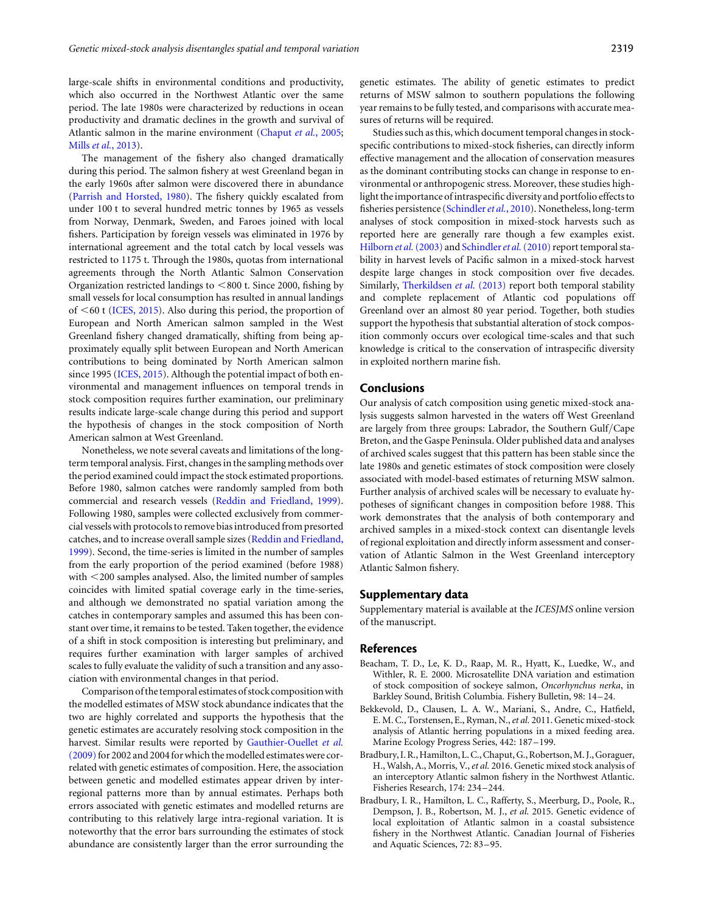large-scale shifts in environmental conditions and productivity, which also occurred in the Northwest Atlantic over the same period. The late 1980s were characterized by reductions in ocean productivity and dramatic declines in the growth and survival of Atlantic salmon in the marine environment (Chaput *et al.*, 2005; Mills *et al.*, 2013).

The management of the fishery also changed dramatically during this period. The salmon fishery at west Greenland began in the early 1960s after salmon were discovered there in abundance (Parrish and Horsted, 1980). The fishery quickly escalated from under 100 t to several hundred metric tonnes by 1965 as vessels from Norway, Denmark, Sweden, and Faroes joined with local fishers. Participation by foreign vessels was eliminated in 1976 by international agreement and the total catch by local vessels was restricted to 1175 t. Through the 1980s, quotas from international agreements through the North Atlantic Salmon Conservation Organization restricted landings to <800 t. Since 2000, fishing by small vessels for local consumption has resulted in annual landings of <60 t (ICES, 2015). Also during this period, the proportion of European and North American salmon sampled in the West Greenland fishery changed dramatically, shifting from being approximately equally split between European and North American contributions to being dominated by North American salmon since 1995 (ICES, 2015). Although the potential impact of both environmental and management influences on temporal trends in stock composition requires further examination, our preliminary results indicate large-scale change during this period and support the hypothesis of changes in the stock composition of North American salmon at West Greenland.

Nonetheless, we note several caveats and limitations of the long-term temporal analysis. First, changes in the sampling methods over the period examined could impact the stock estimated proportions. Before 1980, salmon catches were randomly sampled from both commercial and research vessels (Reddin and Friedland, 1999). Following 1980, samples were collected exclusively from commercial vessels with protocols to remove bias introduced from presorted catches, and to increase overall sample sizes (Reddin and Friedland, 1999). Second, the time-series is limited in the number of samples from the early proportion of the period examined (before 1988) with <200 samples analysed. Also, the limited number of samples coincides with limited spatial coverage early in the time-series, and although we demonstrated no spatial variation among the catches in contemporary samples and assumed this has been constant over time, it remains to be tested. Taken together, the evidence of a shift in stock composition is interesting but preliminary, and requires further examination with larger samples of archived scales to fully evaluate the validity of such a transition and any association with environmental changes in that period.

Comparison of the temporal estimates of stock composition with the modelled estimates of MSW stock abundance indicates that the two are highly correlated and supports the hypothesis that the genetic estimates are accurately resolving stock composition in the harvest. Similar results were reported by Gauthier-Ouellet *et al.* (2009) for 2002 and 2004 for which the modelled estimates were correlated with genetic estimates of composition. Here, the association between genetic and modelled estimates appear driven by inter-regional patterns more than by annual estimates. Perhaps both errors associated with genetic estimates and modelled returns are contributing to this relatively large intra-regional variation. It is noteworthy that the error bars surrounding the estimates of stock abundance are consistently larger than the error surrounding the genetic estimates. The ability of genetic estimates to predict returns of MSW salmon to southern populations the following year remains to be fully tested, and comparisons with accurate measures of returns will be required.

Studies such as this, which document temporal changes in stock-specific contributions to mixed-stock fisheries, can directly inform effective management and the allocation of conservation measures as the dominant contributing stocks can change in response to environmental or anthropogenic stress. Moreover, these studies highlight the importance of intraspecific diversity and portfolio effects to fisheries persistence (Schindler *et al.*, 2010). Nonetheless, long-term analyses of stock composition in mixed-stock harvests such as reported here are generally rare though a few examples exist. Hilborn *et al.* (2003) and Schindler *et al.* (2010) report temporal stability in harvest levels of Pacific salmon in a mixed-stock harvest despite large changes in stock composition over five decades. Similarly, Therkildsen *et al.* (2013) report both temporal stability and complete replacement of Atlantic cod populations off Greenland over an almost 80 year period. Together, both studies support the hypothesis that substantial alteration of stock composition commonly occurs over ecological time-scales and that such knowledge is critical to the conservation of intraspecific diversity in exploited northern marine fish.

## Conclusions

Our analysis of catch composition using genetic mixed-stock analysis suggests salmon harvested in the waters off West Greenland are largely from three groups: Labrador, the Southern Gulf/Cape Breton, and the Gaspe Peninsula. Older published data and analyses of archived scales suggest that this pattern has been stable since the late 1980s and genetic estimates of stock composition were closely associated with model-based estimates of returning MSW salmon. Further analysis of archived scales will be necessary to evaluate hypotheses of significant changes in composition before 1988. This work demonstrates that the analysis of both contemporary and archived samples in a mixed-stock context can disentangle levels of regional exploitation and directly inform assessment and conservation of Atlantic Salmon in the West Greenland interceptory Atlantic Salmon fishery.

## Supplementary data

Supplementary material is available at the *ICESJMS* online version of the manuscript.

## References

Beacham, T. D., Le, K. D., Raap, M. R., Hyatt, K., Luedke, W., and Withler, R. E. 2000. Microsatellite DNA variation and estimation of stock composition of sockeye salmon, *Oncorhynchus nerka*, in Barkley Sound, British Columbia. Fishery Bulletin, 98: 14–24.

Bekkevold, D., Clausen, L. A. W., Mariani, S., Andre, C., Hatfield, E. M. C., Torstensen, E., Ryman, N., *et al.* 2011. Genetic mixed-stock analysis of Atlantic herring populations in a mixed feeding area. Marine Ecology Progress Series, 442: 187–199.

Bradbury, I. R., Hamilton, L. C., Chaput, G., Robertson, M. J., Goraguer, H., Walsh, A., Morris, V., *et al.* 2016. Genetic mixed stock analysis of an interceptory Atlantic salmon fishery in the Northwest Atlantic. Fisheries Research, 174: 234–244.

Bradbury, I. R., Hamilton, L. C., Rafferty, S., Meerburg, D., Poole, R., Dempson, J. B., Robertson, M. J., *et al.* 2015. Genetic evidence of local exploitation of Atlantic salmon in a coastal subsistence fishery in the Northwest Atlantic. Canadian Journal of Fisheries and Aquatic Sciences, 72: 83–95.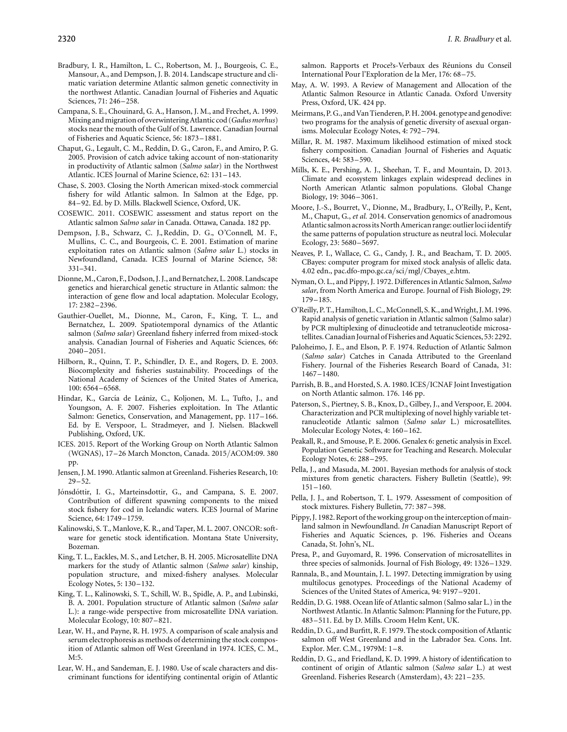Bradbury, I. R., Hamilton, L. C., Robertson, M. J., Bourgeois, C. E., Mansour, A., and Dempson, J. B. 2014. Landscape structure and climatic variation determine Atlantic salmon genetic connectivity in the northwest Atlantic. Canadian Journal of Fisheries and Aquatic Sciences, 71: 246–258.

Campana, S. E., Chouinard, G. A., Hanson, J. M., and Frechet, A. 1999. Mixing and migration of overwintering Atlantic cod (*Gadus morhus*) stocks near the mouth of the Gulf of St. Lawrence. Canadian Journal of Fisheries and Aquatic Science, 56: 1873–1881.

Chaput, G., Legault, C. M., Reddin, D. G., Caron, F., and Amiro, P. G. 2005. Provision of catch advice taking account of non-stationarity in productivity of Atlantic salmon (*Salmo salar*) in the Northwest Atlantic. ICES Journal of Marine Science, 62: 131–143.

Chase, S. 2003. Closing the North American mixed-stock commercial fishery for wild Atlantic salmon. In Salmon at the Edge, pp. 84–92. Ed. by D. Mills. Blackwell Science, Oxford, UK.

COSEWIC. 2011. COSEWIC assessment and status report on the Atlantic salmon *Salmo salar* in Canada. Ottawa, Canada. 182 pp.

Dempson, J. B., Schwarz, C. J., Reddin, D. G., O'Connell, M. F., Mullins, C. C., and Bourgeois, C. E. 2001. Estimation of marine exploitation rates on Atlantic salmon (*Salmo salar* L.) stocks in Newfoundland, Canada. ICES Journal of Marine Science, 58: 331–341.

Dionne, M., Caron, F., Dodson, J. J., and Bernatchez, L. 2008. Landscape genetics and hierarchical genetic structure in Atlantic salmon: the interaction of gene flow and local adaptation. Molecular Ecology, 17: 2382–2396.

Gauthier-Ouellet, M., Dionne, M., Caron, F., King, T. L., and Bernatchez, L. 2009. Spatiotemporal dynamics of the Atlantic salmon (*Salmo salar*) Greenland fishery inferred from mixed-stock analysis. Canadian Journal of Fisheries and Aquatic Sciences, 66: 2040–2051.

Hilborn, R., Quinn, T. P., Schindler, D. E., and Rogers, D. E. 2003. Biocomplexity and fisheries sustainability. Proceedings of the National Academy of Sciences of the United States of America, 100: 6564–6568.

Hindar, K., García de Leániz, C., Koljonen, M. L., Tufto, J., and Youngson, A. F. 2007. Fisheries exploitation. In The Atlantic Salmon: Genetics, Conservation, and Management, pp. 117–166. Ed. by E. Verspoor, L. Stradmeyer, and J. Nielsen. Blackwell Publishing, Oxford, UK.

ICES. 2015. Report of the Working Group on North Atlantic Salmon (WGNAS), 17–26 March Moncton, Canada. 2015/ACOM:09. 380 pp.

Jensen, J. M. 1990. Atlantic salmon at Greenland. Fisheries Research, 10: 29–52.

Jónsdóttir, I. G., Marteinsdottir, G., and Campana, S. E. 2007. Contribution of different spawning components to the mixed stock fishery for cod in Icelandic waters. ICES Journal of Marine Science, 64: 1749–1759.

Kalinowski, S. T., Manlove, K. R., and Taper, M. L. 2007. ONCOR: software for genetic stock identification. Montana State University, Bozeman.

King, T. L., Eackles, M. S., and Letcher, B. H. 2005. Microsatellite DNA markers for the study of Atlantic salmon (*Salmo salar*) kinship, population structure, and mixed-fishery analyses. Molecular Ecology Notes, 5: 130–132.

King, T. L., Kalinowski, S. T., Schill, W. B., Spidle, A. P., and Lubinski, B. A. 2001. Population structure of Atlantic salmon (*Salmo salar* L.): a range-wide perspective from microsatellite DNA variation. Molecular Ecology, 10: 807–821.

Lear, W. H., and Payne, R. H. 1975. A comparison of scale analysis and serum electrophoresis as methods of determining the stock composition of Atlantic salmon off West Greenland in 1974. ICES, C. M., M:5.

Lear, W. H., and Sandeman, E. J. 1980. Use of scale characters and discriminant functions for identifying continental origin of Atlantic salmon. Rapports et Proce?s-Verbaux des Réunions du Conseil International Pour l'Exploration de la Mer, 176: 68–75.

May, A. W. 1993. A Review of Management and Allocation of the Atlantic Salmon Resource in Atlantic Canada. Oxford Unversity Press, Oxford, UK. 424 pp.

Meirmans, P. G., and Van Tienderen, P. H. 2004. genotype and genodive: two programs for the analysis of genetic diversity of asexual organisms. Molecular Ecology Notes, 4: 792–794.

Millar, R. M. 1987. Maximum likelihood estimation of mixed stock fishery composition. Canadian Journal of Fisheries and Aquatic Sciences, 44: 583–590.

Mills, K. E., Pershing, A. J., Sheehan, T. F., and Mountain, D. 2013. Climate and ecosystem linkages explain widespread declines in North American Atlantic salmon populations. Global Change Biology, 19: 3046–3061.

Moore, J.-S., Bourret, V., Dionne, M., Bradbury, I., O'Reilly, P., Kent, M., Chaput, G., *et al.* 2014. Conservation genomics of anadromous Atlantic salmon across its North American range: outlier loci identify the same patterns of population structure as neutral loci. Molecular Ecology, 23: 5680–5697.

Neaves, P. I., Wallace, C. G., Candy, J. R., and Beacham, T. D. 2005. CBayes: computer program for mixed stock analysis of allelic data. 4.02 edn., pac.dfo-mpo.gc.ca/sci/mgl/Cbayes_e.htm.

Nyman, O. L., and Pippy, J. 1972. Differences in Atlantic Salmon, *Salmo salar*, from North America and Europe. Journal of Fish Biology, 29: 179–185.

O'Reilly, P. T., Hamilton, L. C., McConnell, S. K., and Wright, J. M. 1996. Rapid analysis of genetic variation in Atlantic salmon (Salmo salar) by PCR multiplexing of dinucleotide and tetranucleotide microsatellites. Canadian Journal of Fisheries and Aquatic Sciences, 53: 2292.

Paloheimo, J. E., and Elson, P. F. 1974. Reduction of Atlantic Salmon (*Salmo salar*) Catches in Canada Attributed to the Greenland Fishery. Journal of the Fisheries Research Board of Canada, 31: 1467–1480.

Parrish, B. B., and Horsted, S. A. 1980. ICES/ICNAF Joint Investigation on North Atlantic salmon. 176. 146 pp.

Paterson, S., Piertney, S. B., Knox, D., Gilbey, J., and Verspoor, E. 2004. Characterization and PCR multiplexing of novel highly variable tetranucleotide Atlantic salmon (*Salmo salar* L.) microsatellites. Molecular Ecology Notes, 4: 160–162.

Peakall, R., and Smouse, P. E. 2006. Genalex 6: genetic analysis in Excel. Population Genetic Software for Teaching and Research. Molecular Ecology Notes, 6: 288–295.

Pella, J., and Masuda, M. 2001. Bayesian methods for analysis of stock mixtures from genetic characters. Fishery Bulletin (Seattle), 99: 151–160.

Pella, J. J., and Robertson, T. L. 1979. Assessment of composition of stock mixtures. Fishery Bulletin, 77: 387–398.

Pippy, J. 1982. Report of the working group on the interception of mainland salmon in Newfoundland. *In* Canadian Manuscript Report of Fisheries and Aquatic Sciences, p. 196. Fisheries and Oceans Canada, St. John's, NL.

Presa, P., and Guyomard, R. 1996. Conservation of microsatellites in three species of salmonids. Journal of Fish Biology, 49: 1326–1329.

Rannala, B., and Mountain, J. L. 1997. Detecting immigration by using multilocus genotypes. Proceedings of the National Academy of Sciences of the United States of America, 94: 9197–9201.

Reddin, D. G. 1988. Ocean life of Atlantic salmon (Salmo salar L.) in the Northwest Atlantic. In Atlantic Salmon: Planning for the Future, pp. 483–511. Ed. by D. Mills. Croom Helm Kent, UK.

Reddin, D. G., and Burfitt, R. F. 1979. The stock composition of Atlantic salmon off West Greenland and in the Labrador Sea. Cons. Int. Explor. Mer. C.M., 1979M: 1–8.

Reddin, D. G., and Friedland, K. D. 1999. A history of identification to continent of origin of Atlantic salmon (*Salmo salar* L.) at west Greenland. Fisheries Research (Amsterdam), 43: 221–235.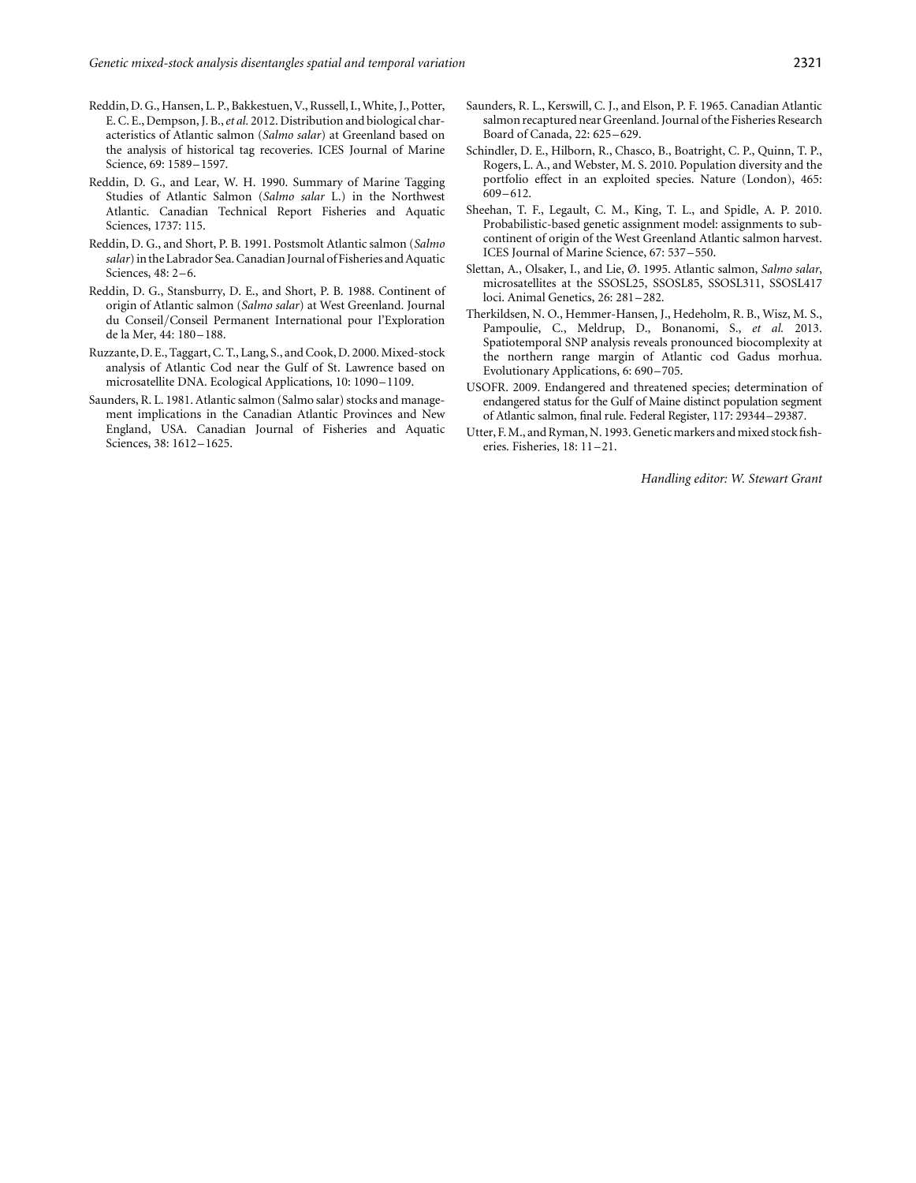Reddin, D. G., Hansen, L. P., Bakkestuen, V., Russell, I., White, J., Potter, E. C. E., Dempson, J. B., *et al.* 2012. Distribution and biological characteristics of Atlantic salmon (*Salmo salar*) at Greenland based on the analysis of historical tag recoveries. ICES Journal of Marine Science, 69: 1589–1597.

Reddin, D. G., and Lear, W. H. 1990. Summary of Marine Tagging Studies of Atlantic Salmon (*Salmo salar* L.) in the Northwest Atlantic. Canadian Technical Report Fisheries and Aquatic Sciences, 1737: 115.

Reddin, D. G., and Short, P. B. 1991. Postsmolt Atlantic salmon (*Salmo salar*) in the Labrador Sea. Canadian Journal of Fisheries and Aquatic Sciences, 48: 2–6.

Reddin, D. G., Stansburry, D. E., and Short, P. B. 1988. Continent of origin of Atlantic salmon (*Salmo salar*) at West Greenland. Journal du Conseil/Conseil Permanent International pour l'Exploration de la Mer, 44: 180–188.

Ruzzante, D. E., Taggart, C. T., Lang, S., and Cook, D. 2000. Mixed-stock analysis of Atlantic Cod near the Gulf of St. Lawrence based on microsatellite DNA. Ecological Applications, 10: 1090–1109.

Saunders, R. L. 1981. Atlantic salmon (Salmo salar) stocks and management implications in the Canadian Atlantic Provinces and New England, USA. Canadian Journal of Fisheries and Aquatic Sciences, 38: 1612–1625.

Saunders, R. L., Kerswill, C. J., and Elson, P. F. 1965. Canadian Atlantic salmon recaptured near Greenland. Journal of the Fisheries Research Board of Canada, 22: 625–629.

Schindler, D. E., Hilborn, R., Chasco, B., Boatright, C. P., Quinn, T. P., Rogers, L. A., and Webster, M. S. 2010. Population diversity and the portfolio effect in an exploited species. Nature (London), 465: 609–612.

Sheehan, T. F., Legault, C. M., King, T. L., and Spidle, A. P. 2010. Probabilistic-based genetic assignment model: assignments to subcontinent of origin of the West Greenland Atlantic salmon harvest. ICES Journal of Marine Science, 67: 537–550.

Slettan, A., Olsaker, I., and Lie, Ø. 1995. Atlantic salmon, *Salmo salar*, microsatellites at the SSOSL25, SSOSL85, SSOSL311, SSOSL417 loci. Animal Genetics, 26: 281–282.

Therkildsen, N. O., Hemmer-Hansen, J., Hedeholm, R. B., Wisz, M. S., Pampoulie, C., Meldrup, D., Bonanomi, S., *et al.* 2013. Spatiotemporal SNP analysis reveals pronounced biocomplexity at the northern range margin of Atlantic cod Gadus morhua. Evolutionary Applications, 6: 690–705.

USOFR. 2009. Endangered and threatened species; determination of endangered status for the Gulf of Maine distinct population segment of Atlantic salmon, final rule. Federal Register, 117: 29344–29387.

Utter, F. M., and Ryman, N. 1993. Genetic markers and mixed stock fisheries. Fisheries, 18: 11–21.

*Handling editor: W. Stewart Grant*